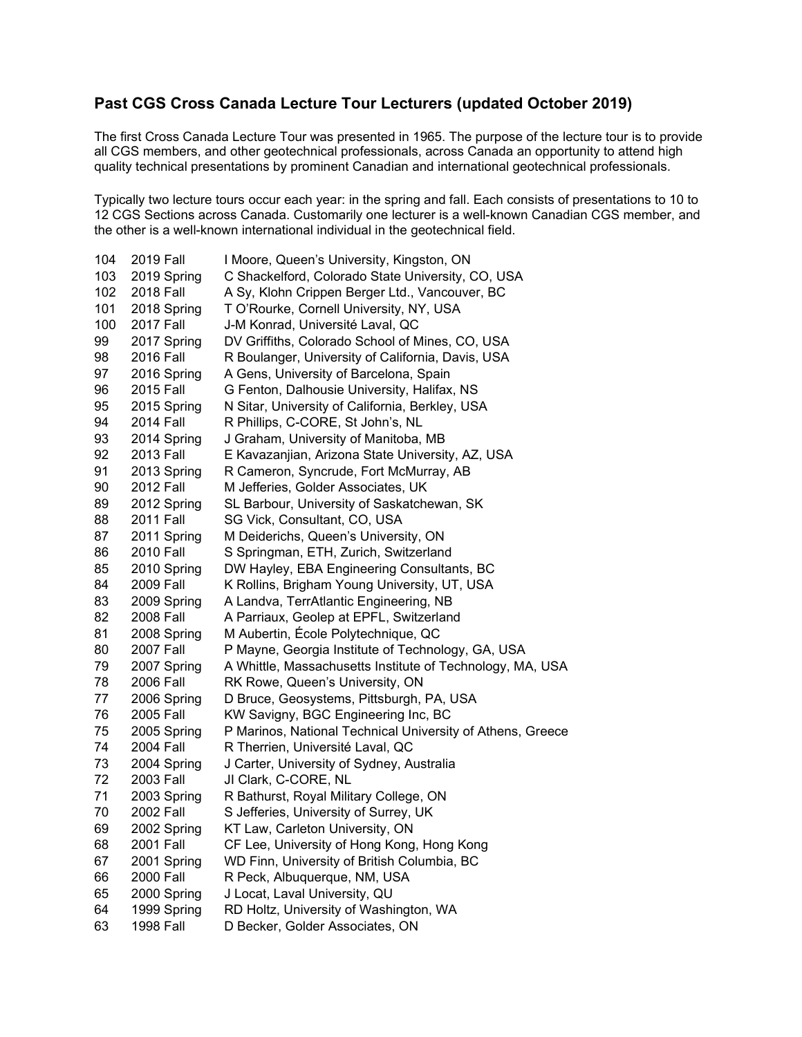## Past CGS Cross Canada Lecture Tour Lecturers (updated October 2019)

The first Cross Canada Lecture Tour was presented in 1965. The purpose of the lecture tour is to provide all CGS members, and other geotechnical professionals, across Canada an opportunity to attend high quality technical presentations by prominent Canadian and international geotechnical professionals.

Typically two lecture tours occur each year: in the spring and fall. Each consists of presentations to 10 to 12 CGS Sections across Canada. Customarily one lecturer is a well-known Canadian CGS member, and the other is a well-known international individual in the geotechnical field.

| | | |
|---|---|---|
| 104 | 2019 Fall | I Moore, Queen’s University, Kingston, ON |
| 103 | 2019 Spring | C Shackelford, Colorado State University, CO, USA |
| 102 | 2018 Fall | A Sy, Klohn Crippen Berger Ltd., Vancouver, BC |
| 101 | 2018 Spring | T O’Rourke, Cornell University, NY, USA |
| 100 | 2017 Fall | J-M Konrad, Université Laval, QC |
| 99 | 2017 Spring | DV Griffiths, Colorado School of Mines, CO, USA |
| 98 | 2016 Fall | R Boulanger, University of California, Davis, USA |
| 97 | 2016 Spring | A Gens, University of Barcelona, Spain |
| 96 | 2015 Fall | G Fenton, Dalhousie University, Halifax, NS |
| 95 | 2015 Spring | N Sitar, University of California, Berkley, USA |
| 94 | 2014 Fall | R Phillips, C-CORE, St John’s, NL |
| 93 | 2014 Spring | J Graham, University of Manitoba, MB |
| 92 | 2013 Fall | E Kavazanjian, Arizona State University, AZ, USA |
| 91 | 2013 Spring | R Cameron, Syncrude, Fort McMurray, AB |
| 90 | 2012 Fall | M Jefferies, Golder Associates, UK |
| 89 | 2012 Spring | SL Barbour, University of Saskatchewan, SK |
| 88 | 2011 Fall | SG Vick, Consultant, CO, USA |
| 87 | 2011 Spring | M Deiderichs, Queen’s University, ON |
| 86 | 2010 Fall | S Springman, ETH, Zurich, Switzerland |
| 85 | 2010 Spring | DW Hayley, EBA Engineering Consultants, BC |
| 84 | 2009 Fall | K Rollins, Brigham Young University, UT, USA |
| 83 | 2009 Spring | A Landva, TerrAtlantic Engineering, NB |
| 82 | 2008 Fall | A Parriaux, Geolep at EPFL, Switzerland |
| 81 | 2008 Spring | M Aubertin, École Polytechnique, QC |
| 80 | 2007 Fall | P Mayne, Georgia Institute of Technology, GA, USA |
| 79 | 2007 Spring | A Whittle, Massachusetts Institute of Technology, MA, USA |
| 78 | 2006 Fall | RK Rowe, Queen’s University, ON |
| 77 | 2006 Spring | D Bruce, Geosystems, Pittsburgh, PA, USA |
| 76 | 2005 Fall | KW Savigny, BGC Engineering Inc, BC |
| 75 | 2005 Spring | P Marinos, National Technical University of Athens, Greece |
| 74 | 2004 Fall | R Therrien, Université Laval, QC |
| 73 | 2004 Spring | J Carter, University of Sydney, Australia |
| 72 | 2003 Fall | JI Clark, C-CORE, NL |
| 71 | 2003 Spring | R Bathurst, Royal Military College, ON |
| 70 | 2002 Fall | S Jefferies, University of Surrey, UK |
| 69 | 2002 Spring | KT Law, Carleton University, ON |
| 68 | 2001 Fall | CF Lee, University of Hong Kong, Hong Kong |
| 67 | 2001 Spring | WD Finn, University of British Columbia, BC |
| 66 | 2000 Fall | R Peck, Albuquerque, NM, USA |
| 65 | 2000 Spring | J Locat, Laval University, QU |
| 64 | 1999 Spring | RD Holtz, University of Washington, WA |
| 63 | 1998 Fall | D Becker, Golder Associates, ON |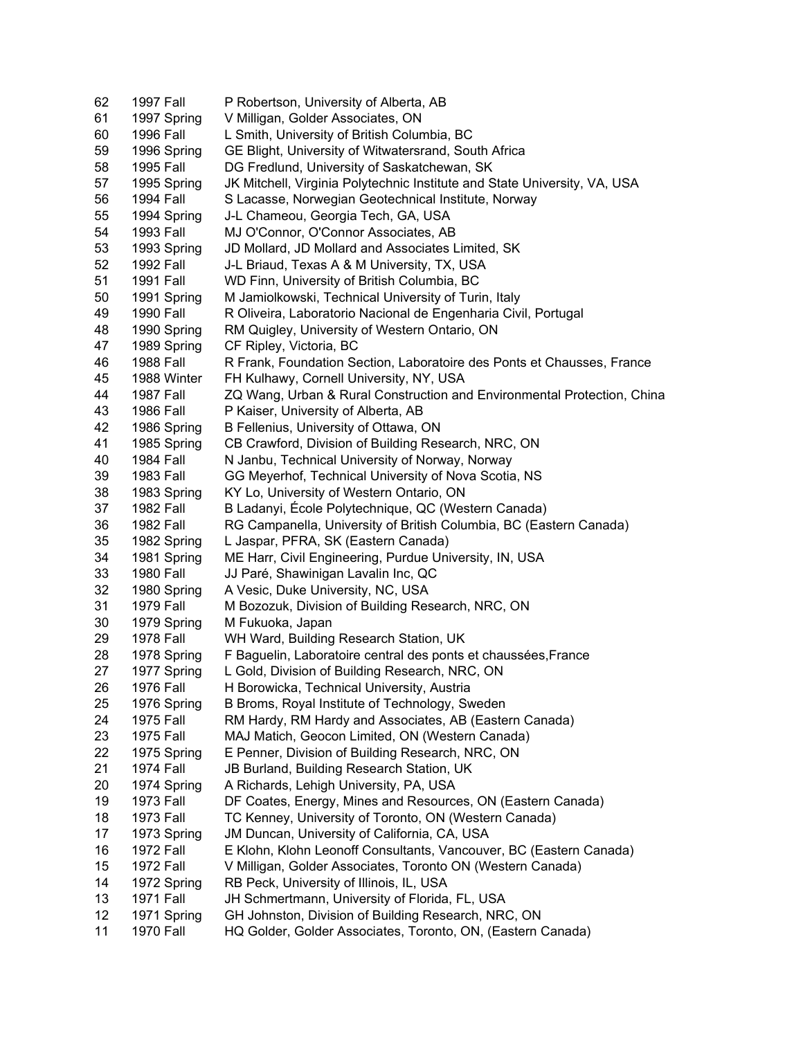| | | |
|---|---|---|
| 62 | 1997 Fall | P Robertson, University of Alberta, AB |
| 61 | 1997 Spring | V Milligan, Golder Associates, ON |
| 60 | 1996 Fall | L Smith, University of British Columbia, BC |
| 59 | 1996 Spring | GE Blight, University of Witwatersrand, South Africa |
| 58 | 1995 Fall | DG Fredlund, University of Saskatchewan, SK |
| 57 | 1995 Spring | JK Mitchell, Virginia Polytechnic Institute and State University, VA, USA |
| 56 | 1994 Fall | S Lacasse, Norwegian Geotechnical Institute, Norway |
| 55 | 1994 Spring | J-L Chameou, Georgia Tech, GA, USA |
| 54 | 1993 Fall | MJ O'Connor, O'Connor Associates, AB |
| 53 | 1993 Spring | JD Mollard, JD Mollard and Associates Limited, SK |
| 52 | 1992 Fall | J-L Briaud, Texas A & M University, TX, USA |
| 51 | 1991 Fall | WD Finn, University of British Columbia, BC |
| 50 | 1991 Spring | M Jamiolkowski, Technical University of Turin, Italy |
| 49 | 1990 Fall | R Oliveira, Laboratorio Nacional de Engenharia Civil, Portugal |
| 48 | 1990 Spring | RM Quigley, University of Western Ontario, ON |
| 47 | 1989 Spring | CF Ripley, Victoria, BC |
| 46 | 1988 Fall | R Frank, Foundation Section, Laboratoire des Ponts et Chausses, France |
| 45 | 1988 Winter | FH Kulhawy, Cornell University, NY, USA |
| 44 | 1987 Fall | ZQ Wang, Urban & Rural Construction and Environmental Protection, China |
| 43 | 1986 Fall | P Kaiser, University of Alberta, AB |
| 42 | 1986 Spring | B Fellenius, University of Ottawa, ON |
| 41 | 1985 Spring | CB Crawford, Division of Building Research, NRC, ON |
| 40 | 1984 Fall | N Janbu, Technical University of Norway, Norway |
| 39 | 1983 Fall | GG Meyerhof, Technical University of Nova Scotia, NS |
| 38 | 1983 Spring | KY Lo, University of Western Ontario, ON |
| 37 | 1982 Fall | B Ladanyi, École Polytechnique, QC (Western Canada) |
| 36 | 1982 Fall | RG Campanella, University of British Columbia, BC (Eastern Canada) |
| 35 | 1982 Spring | L Jaspar, PFRA, SK (Eastern Canada) |
| 34 | 1981 Spring | ME Harr, Civil Engineering, Purdue University, IN, USA |
| 33 | 1980 Fall | JJ Paré, Shawinigan Lavalin Inc, QC |
| 32 | 1980 Spring | A Vesic, Duke University, NC, USA |
| 31 | 1979 Fall | M Bozozuk, Division of Building Research, NRC, ON |
| 30 | 1979 Spring | M Fukuoka, Japan |
| 29 | 1978 Fall | WH Ward, Building Research Station, UK |
| 28 | 1978 Spring | F Baguelin, Laboratoire central des ponts et chaussées,France |
| 27 | 1977 Spring | L Gold, Division of Building Research, NRC, ON |
| 26 | 1976 Fall | H Borowicka, Technical University, Austria |
| 25 | 1976 Spring | B Broms, Royal Institute of Technology, Sweden |
| 24 | 1975 Fall | RM Hardy, RM Hardy and Associates, AB (Eastern Canada) |
| 23 | 1975 Fall | MAJ Matich, Geocon Limited, ON (Western Canada) |
| 22 | 1975 Spring | E Penner, Division of Building Research, NRC, ON |
| 21 | 1974 Fall | JB Burland, Building Research Station, UK |
| 20 | 1974 Spring | A Richards, Lehigh University, PA, USA |
| 19 | 1973 Fall | DF Coates, Energy, Mines and Resources, ON (Eastern Canada) |
| 18 | 1973 Fall | TC Kenney, University of Toronto, ON (Western Canada) |
| 17 | 1973 Spring | JM Duncan, University of California, CA, USA |
| 16 | 1972 Fall | E Klohn, Klohn Leonoff Consultants, Vancouver, BC (Eastern Canada) |
| 15 | 1972 Fall | V Milligan, Golder Associates, Toronto ON (Western Canada) |
| 14 | 1972 Spring | RB Peck, University of Illinois, IL, USA |
| 13 | 1971 Fall | JH Schmertmann, University of Florida, FL, USA |
| 12 | 1971 Spring | GH Johnston, Division of Building Research, NRC, ON |
| 11 | 1970 Fall | HQ Golder, Golder Associates, Toronto, ON, (Eastern Canada) |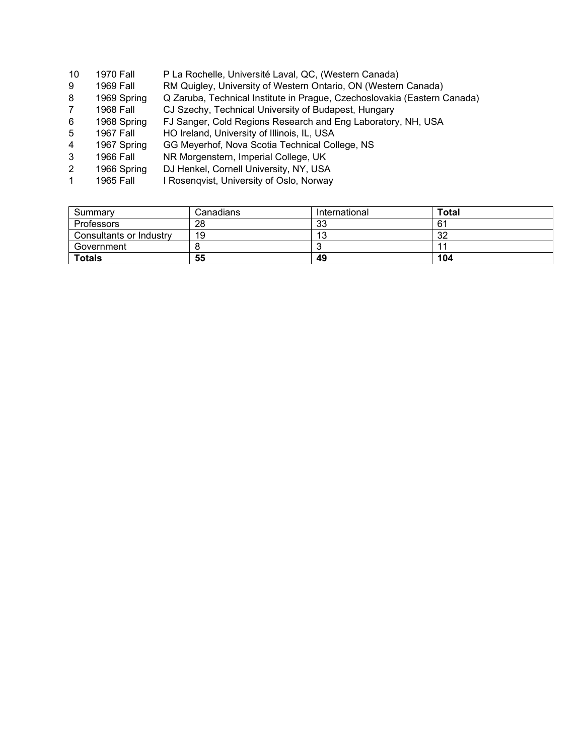10	1970 Fall	P La Rochelle, Université Laval, QC, (Western Canada)
9	1969 Fall	RM Quigley, University of Western Ontario, ON (Western Canada)
8	1969 Spring	Q Zaruba, Technical Institute in Prague, Czechoslovakia (Eastern Canada)
7	1968 Fall	CJ Szechy, Technical University of Budapest, Hungary
6	1968 Spring	FJ Sanger, Cold Regions Research and Eng Laboratory, NH, USA
5	1967 Fall	HO Ireland, University of Illinois, IL, USA
4	1967 Spring	GG Meyerhof, Nova Scotia Technical College, NS
3	1966 Fall	NR Morgenstern, Imperial College, UK
2	1966 Spring	DJ Henkel, Cornell University, NY, USA
1	1965 Fall	I Rosenqvist, University of Oslo, Norway

| Summary | Canadians | International | **Total** |
|---|---|---|---|
| Professors | 28 | 33 | 61 |
| Consultants or Industry | 19 | 13 | 32 |
| Government | 8 | 3 | 11 |
| **Totals** | **55** | **49** | **104** |